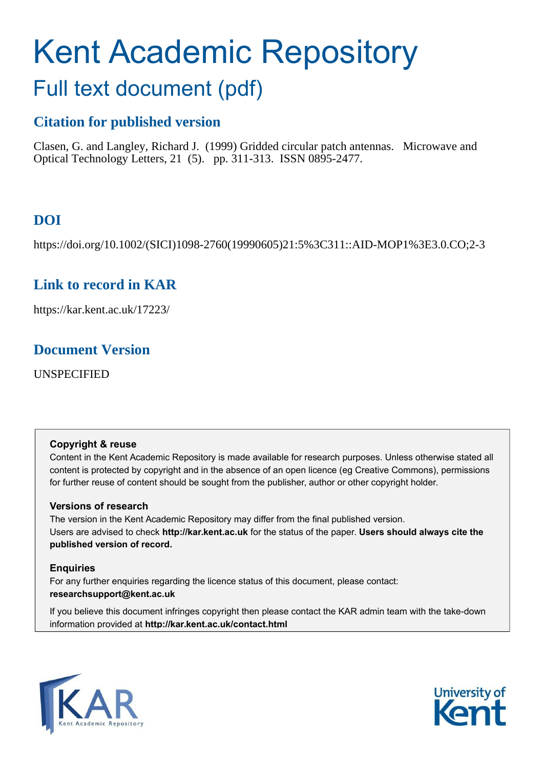# Kent Academic Repository

## Full text document (pdf)

## Citation for published version

Clasen, G. and Langley, Richard J. (1999) Gridded circular patch antennas. Microwave and Optical Technology Letters, 21 (5). pp. 311-313. ISSN 0895-2477.

## DOI

https://doi.org/10.1002/(SICI)1098-2760(19990605)21:5%3C311::AID-MOP1%3E3.0.CO;2-3

## Link to record in KAR

https://kar.kent.ac.uk/17223/

## Document Version

UNSPECIFIED

**Copyright & reuse**

Content in the Kent Academic Repository is made available for research purposes. Unless otherwise stated all content is protected by copyright and in the absence of an open licence (eg Creative Commons), permissions for further reuse of content should be sought from the publisher, author or other copyright holder.

**Versions of research**

The version in the Kent Academic Repository may differ from the final published version. Users are advised to check **http://kar.kent.ac.uk** for the status of the paper. **Users should always cite the published version of record.**

**Enquiries**

For any further enquiries regarding the licence status of this document, please contact: **researchsupport@kent.ac.uk**

If you believe this document infringes copyright then please contact the KAR admin team with the take-down information provided at **http://kar.kent.ac.uk/contact.html**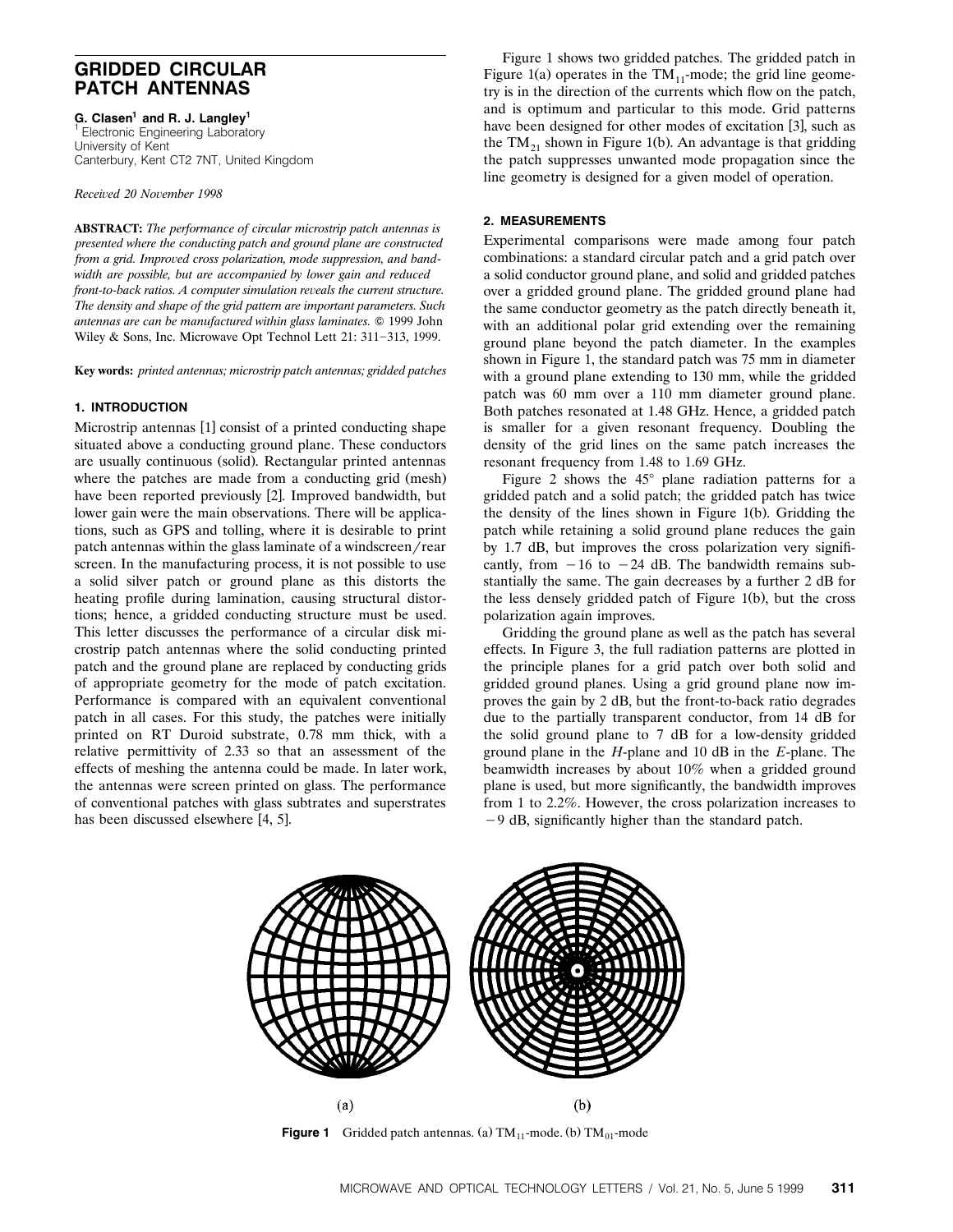# GRIDDED CIRCULAR PATCH ANTENNAS

**G. Clasen[1] and R. J. Langley[1]**
[1] Electronic Engineering Laboratory
University of Kent
Canterbury, Kent CT2 7NT, United Kingdom

*Received 20 November 1998*

**ABSTRACT:** *The performance of circular microstrip patch antennas is presented where the conducting patch and ground plane are constructed from a grid. Improved cross polarization, mode suppression, and bandwidth are possible, but are accompanied by lower gain and reduced front-to-back ratios. A computer simulation reveals the current structure. The density and shape of the grid pattern are important parameters. Such antennas are can be manufactured within glass laminates.* © 1999 John Wiley & Sons, Inc. Microwave Opt Technol Lett 21: 311–313, 1999.

**Key words:** *printed antennas; microstrip patch antennas; gridded patches*

## 1. INTRODUCTION

Microstrip antennas [1] consist of a printed conducting shape situated above a conducting ground plane. These conductors are usually continuous (solid). Rectangular printed antennas where the patches are made from a conducting grid (mesh) have been reported previously [2]. Improved bandwidth, but lower gain were the main observations. There will be applications, such as GPS and tolling, where it is desirable to print patch antennas within the glass laminate of a windscreen/rear screen. In the manufacturing process, it is not possible to use a solid silver patch or ground plane as this distorts the heating profile during lamination, causing structural distortions; hence, a gridded conducting structure must be used. This letter discusses the performance of a circular disk microstrip patch antennas where the solid conducting printed patch and the ground plane are replaced by conducting grids of appropriate geometry for the mode of patch excitation. Performance is compared with an equivalent conventional patch in all cases. For this study, the patches were initially printed on RT Duroid substrate, 0.78 mm thick, with a relative permittivity of 2.33 so that an assessment of the effects of meshing the antenna could be made. In later work, the antennas were screen printed on glass. The performance of conventional patches with glass subtrates and superstrates has been discussed elsewhere [4, 5].

Figure 1 shows two gridded patches. The gridded patch in Figure 1(a) operates in the $TM_{11}$-mode; the grid line geometry is in the direction of the currents which flow on the patch, and is optimum and particular to this mode. Grid patterns have been designed for other modes of excitation [3], such as the $TM_{21}$ shown in Figure 1(b). An advantage is that gridding the patch suppresses unwanted mode propagation since the line geometry is designed for a given model of operation.

## 2. MEASUREMENTS

Experimental comparisons were made among four patch combinations: a standard circular patch and a grid patch over a solid conductor ground plane, and solid and gridded patches over a gridded ground plane. The gridded ground plane had the same conductor geometry as the patch directly beneath it, with an additional polar grid extending over the remaining ground plane beyond the patch diameter. In the examples shown in Figure 1, the standard patch was 75 mm in diameter with a ground plane extending to 130 mm, while the gridded patch was 60 mm over a 110 mm diameter ground plane. Both patches resonated at 1.48 GHz. Hence, a gridded patch is smaller for a given resonant frequency. Doubling the density of the grid lines on the same patch increases the resonant frequency from 1.48 to 1.69 GHz.

Figure 2 shows the 45° plane radiation patterns for a gridded patch and a solid patch; the gridded patch has twice the density of the lines shown in Figure 1(b). Gridding the patch while retaining a solid ground plane reduces the gain by 1.7 dB, but improves the cross polarization very significantly, from −16 to −24 dB. The bandwidth remains substantially the same. The gain decreases by a further 2 dB for the less densely gridded patch of Figure 1(b), but the cross polarization again improves.

Gridding the ground plane as well as the patch has several effects. In Figure 3, the full radiation patterns are plotted in the principle planes for a grid patch over both solid and gridded ground planes. Using a grid ground plane now improves the gain by 2 dB, but the front-to-back ratio degrades due to the partially transparent conductor, from 14 dB for the solid ground plane to 7 dB for a low-density gridded ground plane in the *H*-plane and 10 dB in the *E*-plane. The beamwidth increases by about 10% when a gridded ground plane is used, but more significantly, the bandwidth improves from 1 to 2.2%. However, the cross polarization increases to −9 dB, significantly higher than the standard patch.

(a) (b)

**Figure 1** Gridded patch antennas. (a) $TM_{11}$-mode. (b) $TM_{01}$-mode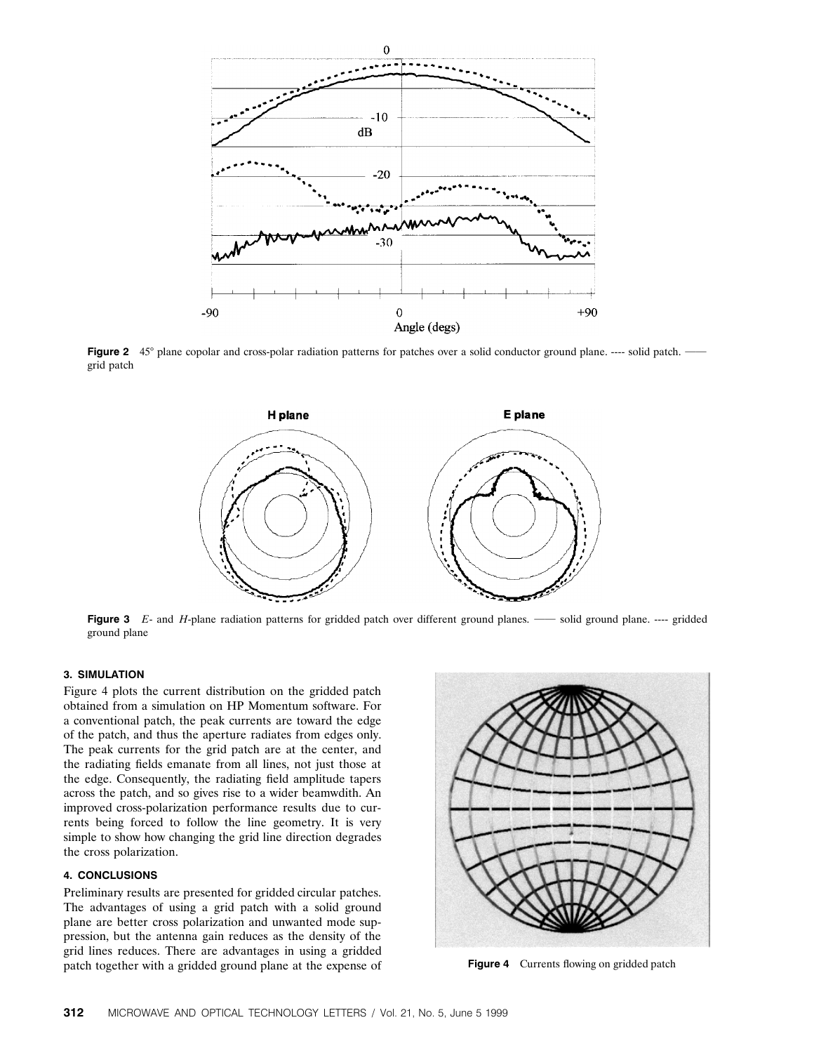**Figure 2** 45° plane copolar and cross-polar radiation patterns for patches over a solid conductor ground plane. ---- solid patch. —— grid patch

**Figure 3** *E*- and *H*-plane radiation patterns for gridded patch over different ground planes. —— solid ground plane. ---- gridded ground plane

## 3. SIMULATION

Figure 4 plots the current distribution on the gridded patch obtained from a simulation on HP Momentum software. For a conventional patch, the peak currents are toward the edge of the patch, and thus the aperture radiates from edges only. The peak currents for the grid patch are at the center, and the radiating fields emanate from all lines, not just those at the edge. Consequently, the radiating field amplitude tapers across the patch, and so gives rise to a wider beamwdith. An improved cross-polarization performance results due to currents being forced to follow the line geometry. It is very simple to show how changing the grid line direction degrades the cross polarization.

## 4. CONCLUSIONS

Preliminary results are presented for gridded circular patches. The advantages of using a grid patch with a solid ground plane are better cross polarization and unwanted mode suppression, but the antenna gain reduces as the density of the grid lines reduces. There are advantages in using a gridded patch together with a gridded ground plane at the expense of

**Figure 4** Currents flowing on gridded patch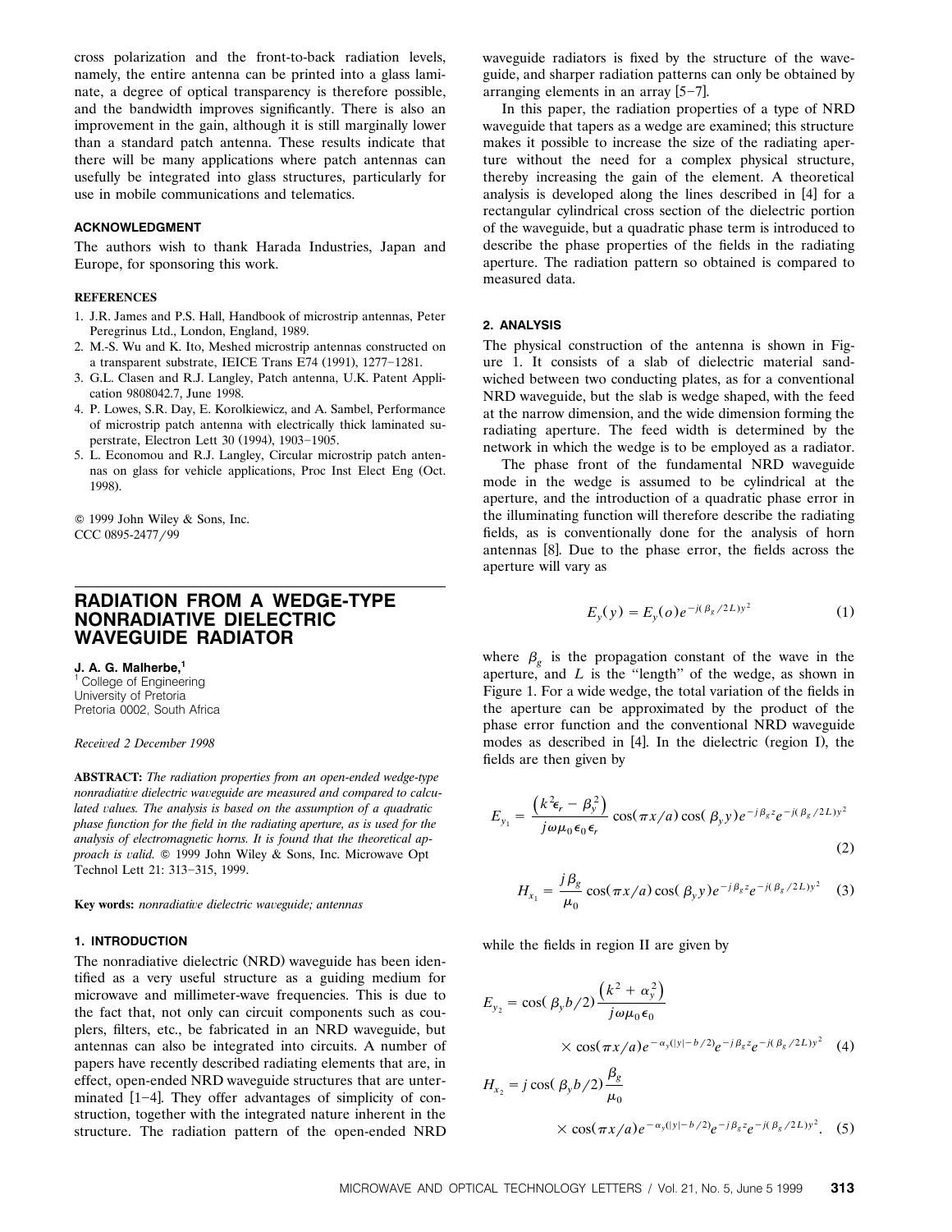cross polarization and the front-to-back radiation levels, namely, the entire antenna can be printed into a glass laminate, a degree of optical transparency is therefore possible, and the bandwidth improves significantly. There is also an improvement in the gain, although it is still marginally lower than a standard patch antenna. These results indicate that there will be many applications where patch antennas can usefully be integrated into glass structures, particularly for use in mobile communications and telematics.

### ACKNOWLEDGMENT

The authors wish to thank Harada Industries, Japan and Europe, for sponsoring this work.

### REFERENCES

1. J.R. James and P.S. Hall, Handbook of microstrip antennas, Peter Peregrinus Ltd., London, England, 1989.
2. M.-S. Wu and K. Ito, Meshed microstrip antennas constructed on a transparent substrate, IEICE Trans E74 (1991), 1277–1281.
3. G.L. Clasen and R.J. Langley, Patch antenna, U.K. Patent Application 9808042.7, June 1998.
4. P. Lowes, S.R. Day, E. Korolkiewicz, and A. Sambel, Performance of microstrip patch antenna with electrically thick laminated superstrate, Electron Lett 30 (1994), 1903–1905.
5. L. Economou and R.J. Langley, Circular microstrip patch antennas on glass for vehicle applications, Proc Inst Elect Eng (Oct. 1998).

© 1999 John Wiley & Sons, Inc.
CCC 0895-2477/99

# RADIATION FROM A WEDGE-TYPE NONRADIATIVE DIELECTRIC WAVEGUIDE RADIATOR

**J. A. G. Malherbe,**[1]
[1] College of Engineering
University of Pretoria
Pretoria 0002, South Africa

*Received 2 December 1998*

**ABSTRACT:** *The radiation properties from an open-ended wedge-type nonradiative dielectric waveguide are measured and compared to calculated values. The analysis is based on the assumption of a quadratic phase function for the field in the radiating aperture, as is used for the analysis of electromagnetic horns. It is found that the theoretical approach is valid.* © 1999 John Wiley & Sons, Inc. Microwave Opt Technol Lett 21: 313–315, 1999.

**Key words:** *nonradiative dielectric waveguide; antennas*

### 1. INTRODUCTION

The nonradiative dielectric (NRD) waveguide has been identified as a very useful structure as a guiding medium for microwave and millimeter-wave frequencies. This is due to the fact that, not only can circuit components such as couplers, filters, etc., be fabricated in an NRD waveguide, but antennas can also be integrated into circuits. A number of papers have recently described radiating elements that are, in effect, open-ended NRD waveguide structures that are unterminated [1–4]. They offer advantages of simplicity of construction, together with the integrated nature inherent in the structure. The radiation pattern of the open-ended NRD waveguide radiators is fixed by the structure of the waveguide, and sharper radiation patterns can only be obtained by arranging elements in an array [5–7].

In this paper, the radiation properties of a type of NRD waveguide that tapers as a wedge are examined; this structure makes it possible to increase the size of the radiating aperture without the need for a complex physical structure, thereby increasing the gain of the element. A theoretical analysis is developed along the lines described in [4] for a rectangular cylindrical cross section of the dielectric portion of the waveguide, but a quadratic phase term is introduced to describe the phase properties of the fields in the radiating aperture. The radiation pattern so obtained is compared to measured data.

### 2. ANALYSIS

The physical construction of the antenna is shown in Figure 1. It consists of a slab of dielectric material sandwiched between two conducting plates, as for a conventional NRD waveguide, but the slab is wedge shaped, with the feed at the narrow dimension, and the wide dimension forming the radiating aperture. The feed width is determined by the network in which the wedge is to be employed as a radiator.

The phase front of the fundamental NRD waveguide mode in the wedge is assumed to be cylindrical at the aperture, and the introduction of a quadratic phase error in the illuminating function will therefore describe the radiating fields, as is conventionally done for the analysis of horn antennas [8]. Due to the phase error, the fields across the aperture will vary as

$$E_y(y) = E_y(o)e^{-j(\beta_g/2L)y^2} \tag{1}$$

where $\beta_g$ is the propagation constant of the wave in the aperture, and $L$ is the "length" of the wedge, as shown in Figure 1. For a wide wedge, the total variation of the fields in the aperture can be approximated by the product of the phase error function and the conventional NRD waveguide modes as described in [4]. In the dielectric (region I), the fields are then given by

$$E_{y_1} = \frac{\left(k^2\epsilon_r - \beta_y^2\right)}{j\omega\mu_0\epsilon_0\epsilon_r}\cos(\pi x/a)\cos(\beta_y y)e^{-j\beta_g z}e^{-j(\beta_g/2L)y^2} \tag{2}$$

$$H_{x_1} = \frac{j\beta_g}{\mu_0}\cos(\pi x/a)\cos(\beta_y y)e^{-j\beta_g z}e^{-j(\beta_g/2L)y^2} \tag{3}$$

while the fields in region II are given by

$$E_{y_2} = \cos(\beta_y b/2)\frac{\left(k^2 + \alpha_y^2\right)}{j\omega\mu_0\epsilon_0} \times \cos(\pi x/a)e^{-\alpha_y(|y|-b/2)}e^{-j\beta_g z}e^{-j(\beta_g/2L)y^2} \tag{4}$$

$$H_{x_2} = j\cos(\beta_y b/2)\frac{\beta_g}{\mu_0} \times \cos(\pi x/a)e^{-\alpha_y(|y|-b/2)}e^{-j\beta_g z}e^{-j(\beta_g/2L)y^2}. \tag{5}$$